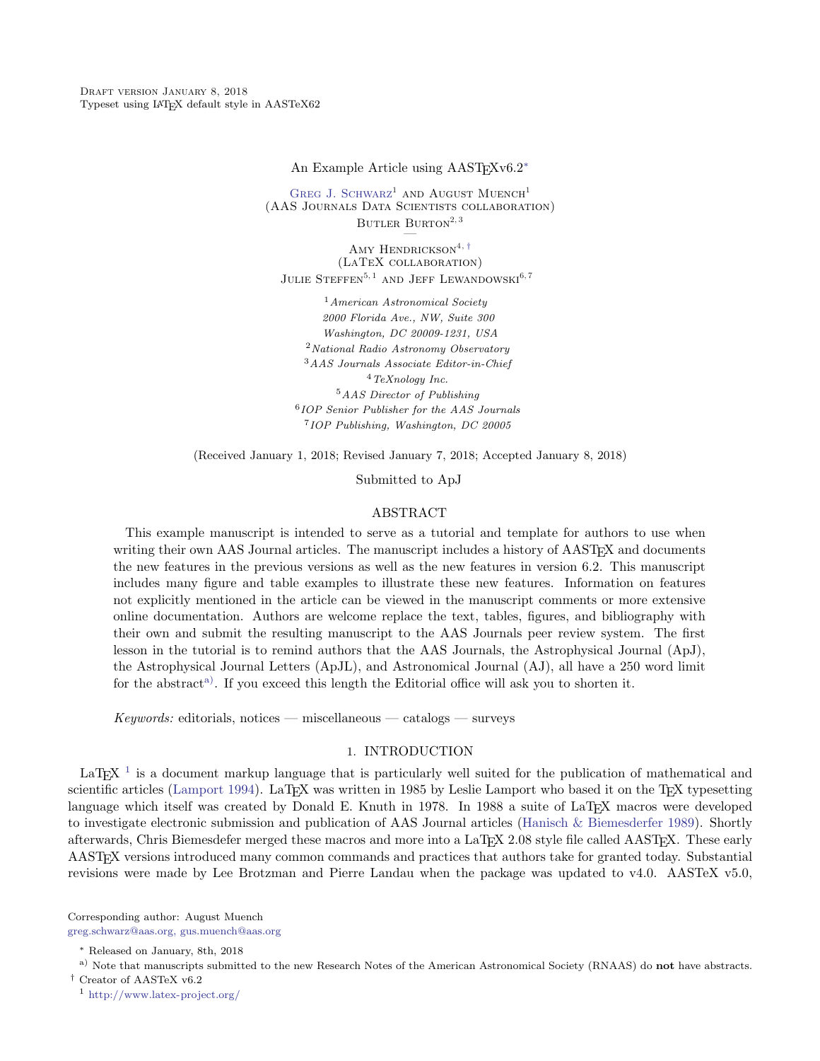Draft version January 8, 2018
Typeset using LaTeX default style in AASTeX62

# An Example Article using AASTeXv6.2[*]

Greg J. Schwarz[1] and August Muench[1]
(AAS Journals Data Scientists collaboration)
Butler Burton[2, 3]

—

Amy Hendrickson[4, †]
(LaTeX collaboration)
Julie Steffen[5, 1] and Jeff Lewandowski[6, 7]

[1] *American Astronomical Society*
*2000 Florida Ave., NW, Suite 300*
*Washington, DC 20009-1231, USA*
[2] *National Radio Astronomy Observatory*
[3] *AAS Journals Associate Editor-in-Chief*
[4] *TeXnology Inc.*
[5] *AAS Director of Publishing*
[6] *IOP Senior Publisher for the AAS Journals*
[7] *IOP Publishing, Washington, DC 20005*

(Received January 1, 2018; Revised January 7, 2018; Accepted January 8, 2018)

Submitted to ApJ

## ABSTRACT

This example manuscript is intended to serve as a tutorial and template for authors to use when writing their own AAS Journal articles. The manuscript includes a history of AASTeX and documents the new features in the previous versions as well as the new features in version 6.2. This manuscript includes many figure and table examples to illustrate these new features. Information on features not explicitly mentioned in the article can be viewed in the manuscript comments or more extensive online documentation. Authors are welcome replace the text, tables, figures, and bibliography with their own and submit the resulting manuscript to the AAS Journals peer review system. The first lesson in the tutorial is to remind authors that the AAS Journals, the Astrophysical Journal (ApJ), the Astrophysical Journal Letters (ApJL), and Astronomical Journal (AJ), all have a 250 word limit for the abstract[a)]. If you exceed this length the Editorial office will ask you to shorten it.

*Keywords:* editorials, notices — miscellaneous — catalogs — surveys

## 1. INTRODUCTION

LaTeX [1] is a document markup language that is particularly well suited for the publication of mathematical and scientific articles (Lamport 1994). LaTeX was written in 1985 by Leslie Lamport who based it on the TeX typesetting language which itself was created by Donald E. Knuth in 1978. In 1988 a suite of LaTeX macros were developed to investigate electronic submission and publication of AAS Journal articles (Hanisch & Biemesderfer 1989). Shortly afterwards, Chris Biemesdefer merged these macros and more into a LaTeX 2.08 style file called AASTeX. These early AASTeX versions introduced many common commands and practices that authors take for granted today. Substantial revisions were made by Lee Brotzman and Pierre Landau when the package was updated to v4.0. AASTeX v5.0,

Corresponding author: August Muench
greg.schwarz@aas.org, gus.muench@aas.org

[*] Released on January, 8th, 2018

[a)] Note that manuscripts submitted to the new Research Notes of the American Astronomical Society (RNAAS) do **not** have abstracts.

[†] Creator of AASTeX v6.2

[1] http://www.latex-project.org/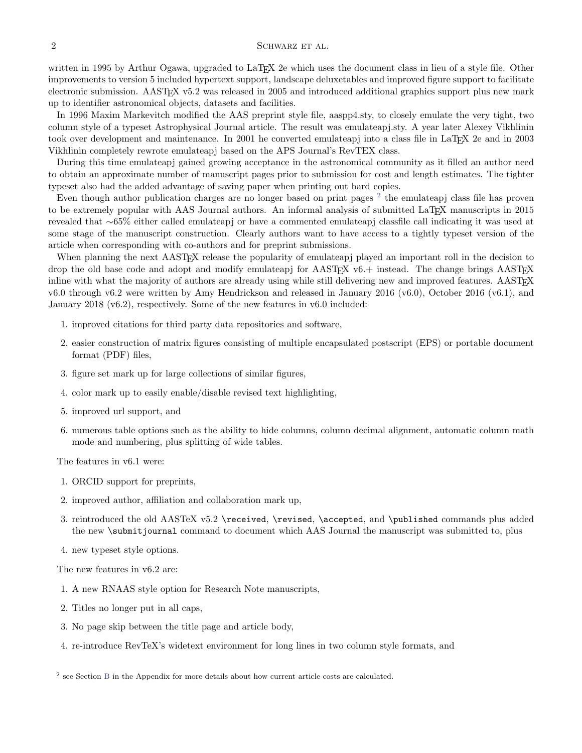written in 1995 by Arthur Ogawa, upgraded to LaTeX 2e which uses the document class in lieu of a style file. Other improvements to version 5 included hypertext support, landscape deluxetables and improved figure support to facilitate electronic submission. AASTeX v5.2 was released in 2005 and introduced additional graphics support plus new mark up to identifier astronomical objects, datasets and facilities.

In 1996 Maxim Markevitch modified the AAS preprint style file, aaspp4.sty, to closely emulate the very tight, two column style of a typeset Astrophysical Journal article. The result was emulateapj.sty. A year later Alexey Vikhlinin took over development and maintenance. In 2001 he converted emulateapj into a class file in LaTeX 2e and in 2003 Vikhlinin completely rewrote emulateapj based on the APS Journal's RevTEX class.

During this time emulateapj gained growing acceptance in the astronomical community as it filled an author need to obtain an approximate number of manuscript pages prior to submission for cost and length estimates. The tighter typeset also had the added advantage of saving paper when printing out hard copies.

Even though author publication charges are no longer based on print pages [2] the emulateapj class file has proven to be extremely popular with AAS Journal authors. An informal analysis of submitted LaTeX manuscripts in 2015 revealed that ∼65% either called emulateapj or have a commented emulateapj classfile call indicating it was used at some stage of the manuscript construction. Clearly authors want to have access to a tightly typeset version of the article when corresponding with co-authors and for preprint submissions.

When planning the next AASTeX release the popularity of emulateapj played an important roll in the decision to drop the old base code and adopt and modify emulateapj for AASTeX v6.+ instead. The change brings AASTeX inline with what the majority of authors are already using while still delivering new and improved features. AASTeX v6.0 through v6.2 were written by Amy Hendrickson and released in January 2016 (v6.0), October 2016 (v6.1), and January 2018 (v6.2), respectively. Some of the new features in v6.0 included:

1. improved citations for third party data repositories and software,
2. easier construction of matrix figures consisting of multiple encapsulated postscript (EPS) or portable document format (PDF) files,
3. figure set mark up for large collections of similar figures,
4. color mark up to easily enable/disable revised text highlighting,
5. improved url support, and
6. numerous table options such as the ability to hide columns, column decimal alignment, automatic column math mode and numbering, plus splitting of wide tables.

The features in v6.1 were:

1. ORCID support for preprints,
2. improved author, affiliation and collaboration mark up,
3. reintroduced the old AASTeX v5.2 `\received`, `\revised`, `\accepted`, and `\published` commands plus added the new `\submitjournal` command to document which AAS Journal the manuscript was submitted to, plus
4. new typeset style options.

The new features in v6.2 are:

1. A new RNAAS style option for Research Note manuscripts,
2. Titles no longer put in all caps,
3. No page skip between the title page and article body,
4. re-introduce RevTeX's widetext environment for long lines in two column style formats, and

[2] see Section B in the Appendix for more details about how current article costs are calculated.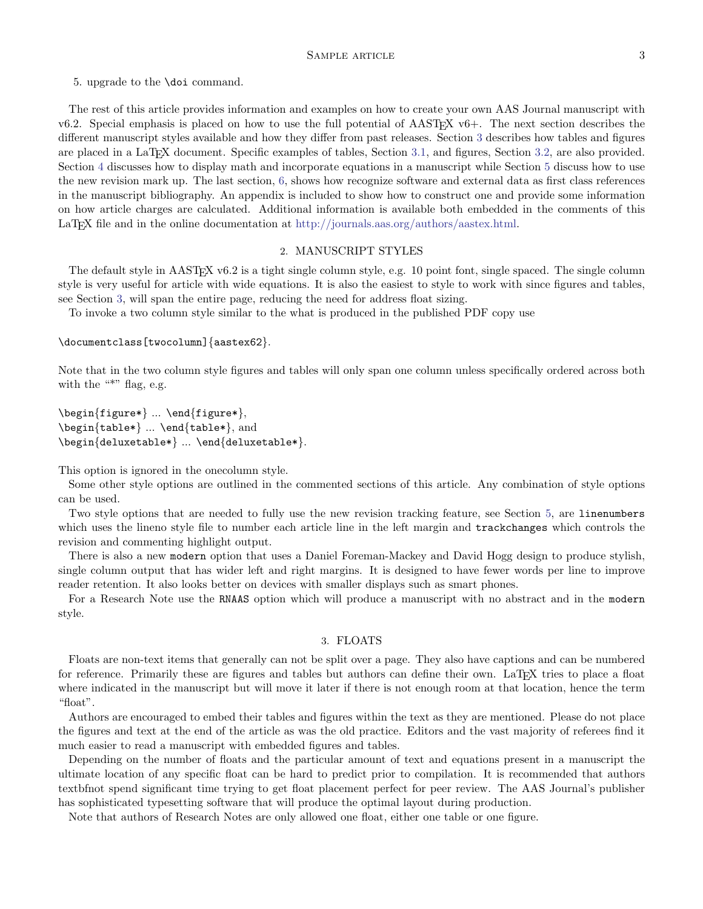5. upgrade to the \doi command.

The rest of this article provides information and examples on how to create your own AAS Journal manuscript with v6.2. Special emphasis is placed on how to use the full potential of AASTeX v6+. The next section describes the different manuscript styles available and how they differ from past releases. Section 3 describes how tables and figures are placed in a LaTeX document. Specific examples of tables, Section 3.1, and figures, Section 3.2, are also provided. Section 4 discusses how to display math and incorporate equations in a manuscript while Section 5 discuss how to use the new revision mark up. The last section, 6, shows how recognize software and external data as first class references in the manuscript bibliography. An appendix is included to show how to construct one and provide some information on how article charges are calculated. Additional information is available both embedded in the comments of this LaTeX file and in the online documentation at http://journals.aas.org/authors/aastex.html.

## 2. MANUSCRIPT STYLES

The default style in AASTeX v6.2 is a tight single column style, e.g. 10 point font, single spaced. The single column style is very useful for article with wide equations. It is also the easiest to style to work with since figures and tables, see Section 3, will span the entire page, reducing the need for address float sizing.

To invoke a two column style similar to the what is produced in the published PDF copy use

```
\documentclass[twocolumn]{aastex62}.
```

Note that in the two column style figures and tables will only span one column unless specifically ordered across both with the "*" flag, e.g.

```
\begin{figure*} ... \end{figure*},
\begin{table*} ... \end{table*}, and
\begin{deluxetable*} ... \end{deluxetable*}.
```

This option is ignored in the onecolumn style.

Some other style options are outlined in the commented sections of this article. Any combination of style options can be used.

Two style options that are needed to fully use the new revision tracking feature, see Section 5, are `linenumbers` which uses the lineno style file to number each article line in the left margin and `trackchanges` which controls the revision and commenting highlight output.

There is also a new `modern` option that uses a Daniel Foreman-Mackey and David Hogg design to produce stylish, single column output that has wider left and right margins. It is designed to have fewer words per line to improve reader retention. It also looks better on devices with smaller displays such as smart phones.

For a Research Note use the `RNAAS` option which will produce a manuscript with no abstract and in the `modern` style.

## 3. FLOATS

Floats are non-text items that generally can not be split over a page. They also have captions and can be numbered for reference. Primarily these are figures and tables but authors can define their own. LaTeX tries to place a float where indicated in the manuscript but will move it later if there is not enough room at that location, hence the term "float".

Authors are encouraged to embed their tables and figures within the text as they are mentioned. Please do not place the figures and text at the end of the article as was the old practice. Editors and the vast majority of referees find it much easier to read a manuscript with embedded figures and tables.

Depending on the number of floats and the particular amount of text and equations present in a manuscript the ultimate location of any specific float can be hard to predict prior to compilation. It is recommended that authors textbfnot spend significant time trying to get float placement perfect for peer review. The AAS Journal's publisher has sophisticated typesetting software that will produce the optimal layout during production.

Note that authors of Research Notes are only allowed one float, either one table or one figure.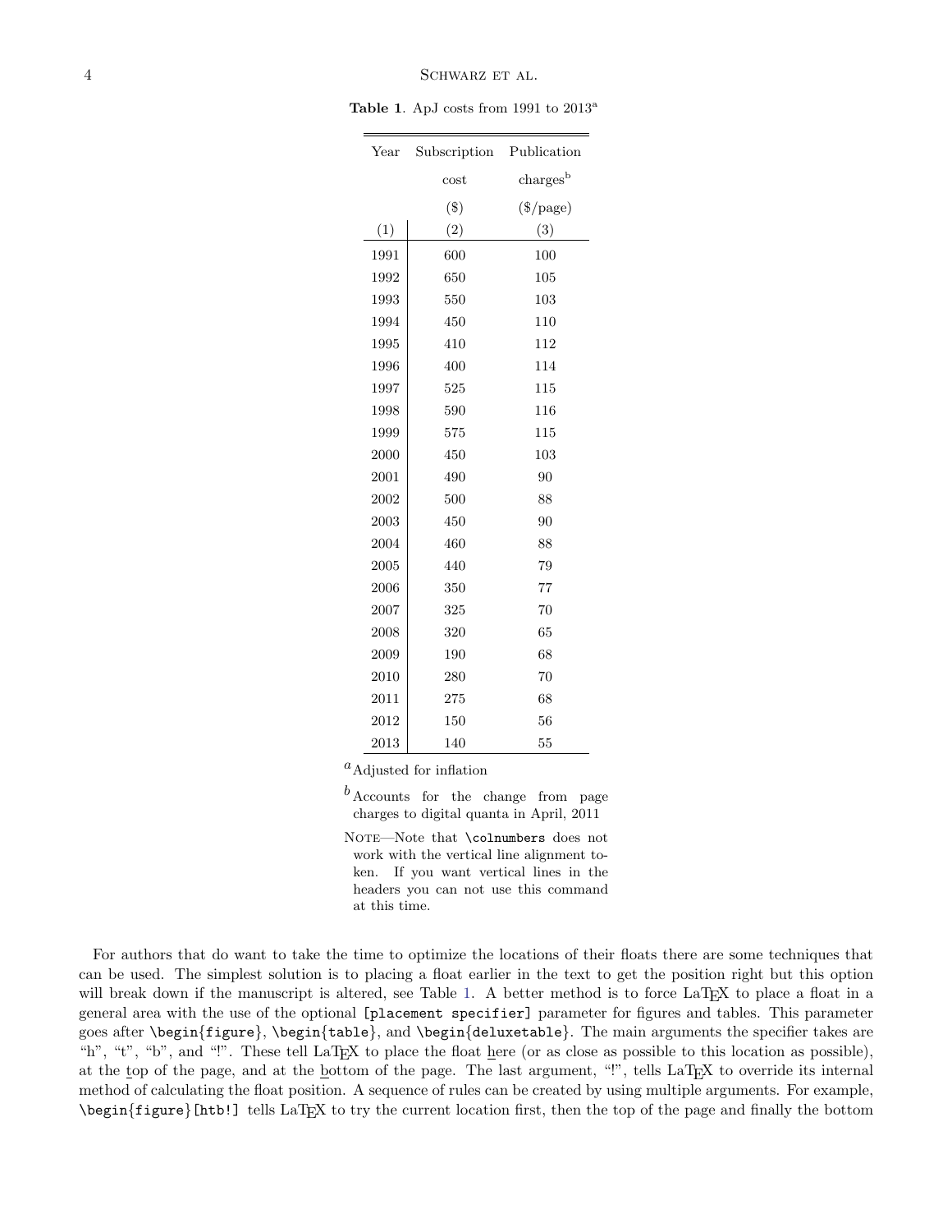**Table 1**. ApJ costs from 1991 to 2013[a]

| Year (1) | Subscription cost ($) (2) | Publication charges[b] ($/page) (3) |
|---|---|---|
| 1991 | 600 | 100 |
| 1992 | 650 | 105 |
| 1993 | 550 | 103 |
| 1994 | 450 | 110 |
| 1995 | 410 | 112 |
| 1996 | 400 | 114 |
| 1997 | 525 | 115 |
| 1998 | 590 | 116 |
| 1999 | 575 | 115 |
| 2000 | 450 | 103 |
| 2001 | 490 | 90 |
| 2002 | 500 | 88 |
| 2003 | 450 | 90 |
| 2004 | 460 | 88 |
| 2005 | 440 | 79 |
| 2006 | 350 | 77 |
| 2007 | 325 | 70 |
| 2008 | 320 | 65 |
| 2009 | 190 | 68 |
| 2010 | 280 | 70 |
| 2011 | 275 | 68 |
| 2012 | 150 | 56 |
| 2013 | 140 | 55 |

[a] Adjusted for inflation

[b] Accounts for the change from page charges to digital quanta in April, 2011

Note—Note that `\colnumbers` does not work with the vertical line alignment token. If you want vertical lines in the headers you can not use this command at this time.

For authors that do want to take the time to optimize the locations of their floats there are some techniques that can be used. The simplest solution is to placing a float earlier in the text to get the position right but this option will break down if the manuscript is altered, see Table 1. A better method is to force LaTeX to place a float in a general area with the use of the optional `[placement specifier]` parameter for figures and tables. This parameter goes after `\begin{figure}`, `\begin{table}`, and `\begin{deluxetable}`. The main arguments the specifier takes are "h", "t", "b", and "!". These tell LaTeX to place the float <u>h</u>ere (or as close as possible to this location as possible), at the <u>t</u>op of the page, and at the <u>b</u>ottom of the page. The last argument, "!", tells LaTeX to override its internal method of calculating the float position. A sequence of rules can be created by using multiple arguments. For example, `\begin{figure}[htb!]` tells LaTeX to try the current location first, then the top of the page and finally the bottom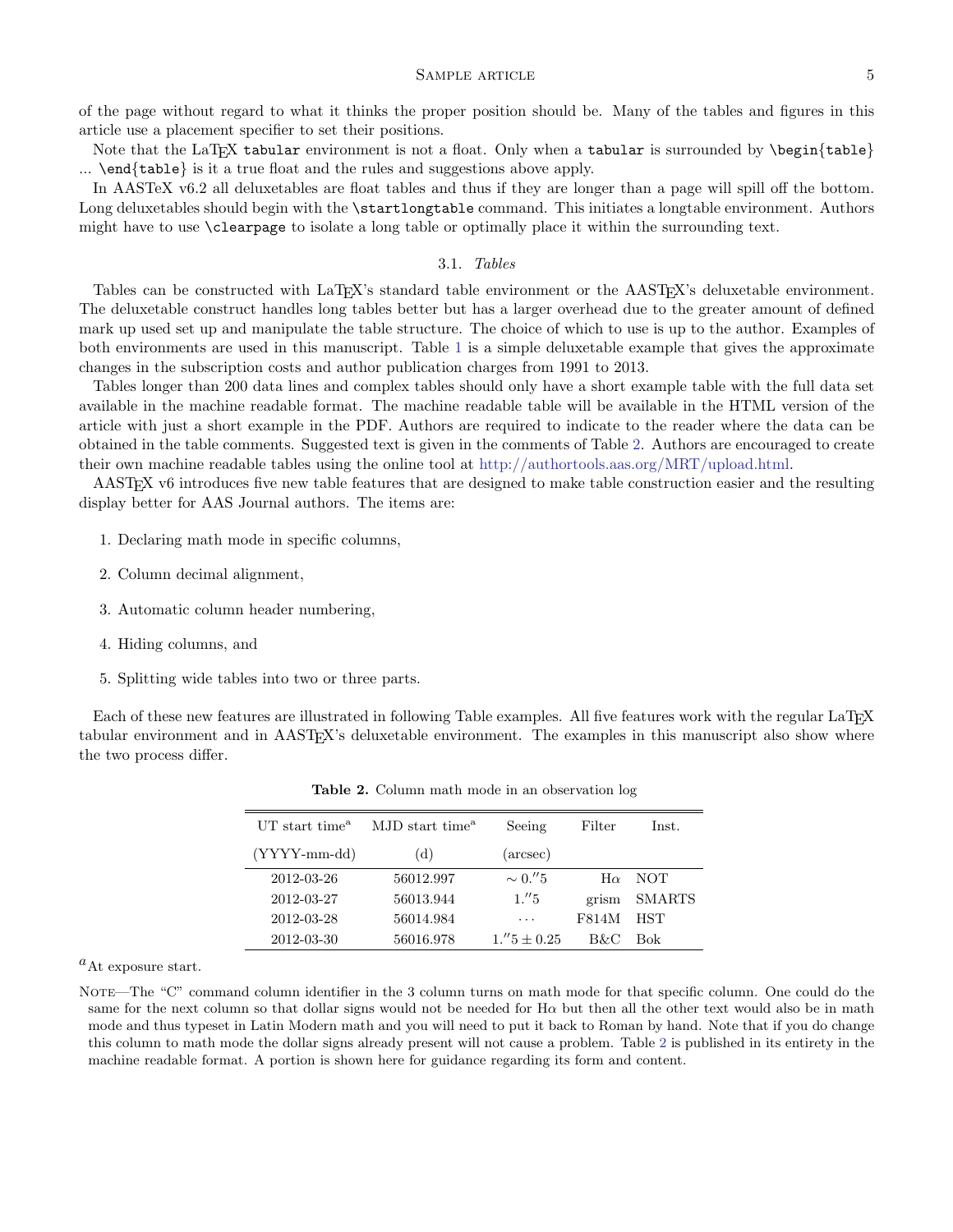of the page without regard to what it thinks the proper position should be. Many of the tables and figures in this article use a placement specifier to set their positions.

Note that the LaTeX `tabular` environment is not a float. Only when a `tabular` is surrounded by `\begin{table}` ... `\end{table}` is it a true float and the rules and suggestions above apply.

In AASTeX v6.2 all deluxetables are float tables and thus if they are longer than a page will spill off the bottom. Long deluxetables should begin with the `\startlongtable` command. This initiates a longtable environment. Authors might have to use `\clearpage` to isolate a long table or optimally place it within the surrounding text.

### 3.1. *Tables*

Tables can be constructed with LaTeX's standard table environment or the AASTeX's deluxetable environment. The deluxetable construct handles long tables better but has a larger overhead due to the greater amount of defined mark up used set up and manipulate the table structure. The choice of which to use is up to the author. Examples of both environments are used in this manuscript. Table 1 is a simple deluxetable example that gives the approximate changes in the subscription costs and author publication charges from 1991 to 2013.

Tables longer than 200 data lines and complex tables should only have a short example table with the full data set available in the machine readable format. The machine readable table will be available in the HTML version of the article with just a short example in the PDF. Authors are required to indicate to the reader where the data can be obtained in the table comments. Suggested text is given in the comments of Table 2. Authors are encouraged to create their own machine readable tables using the online tool at http://authortools.aas.org/MRT/upload.html.

AASTeX v6 introduces five new table features that are designed to make table construction easier and the resulting display better for AAS Journal authors. The items are:

1. Declaring math mode in specific columns,
2. Column decimal alignment,
3. Automatic column header numbering,
4. Hiding columns, and
5. Splitting wide tables into two or three parts.

Each of these new features are illustrated in following Table examples. All five features work with the regular LaTeX tabular environment and in AASTeX's deluxetable environment. The examples in this manuscript also show where the two process differ.

**Table 2.** Column math mode in an observation log

| UT start time[a] | MJD start time[a] | Seeing | Filter | Inst. |
|---|---|---|---|---|
| (YYYY-mm-dd) | (d) | (arcsec) | | |
| 2012-03-26 | 56012.997 | $\sim 0.''5$ | H$\alpha$ | NOT |
| 2012-03-27 | 56013.944 | $1.''5$ | grism | SMARTS |
| 2012-03-28 | 56014.984 | $\cdots$ | F814M | HST |
| 2012-03-30 | 56016.978 | $1.''5 \pm 0.25$ | B&C | Bok |

[a]At exposure start.

NOTE—The "C" command column identifier in the 3 column turns on math mode for that specific column. One could do the same for the next column so that dollar signs would not be needed for H$\alpha$ but then all the other text would also be in math mode and thus typeset in Latin Modern math and you will need to put it back to Roman by hand. Note that if you do change this column to math mode the dollar signs already present will not cause a problem. Table 2 is published in its entirety in the machine readable format. A portion is shown here for guidance regarding its form and content.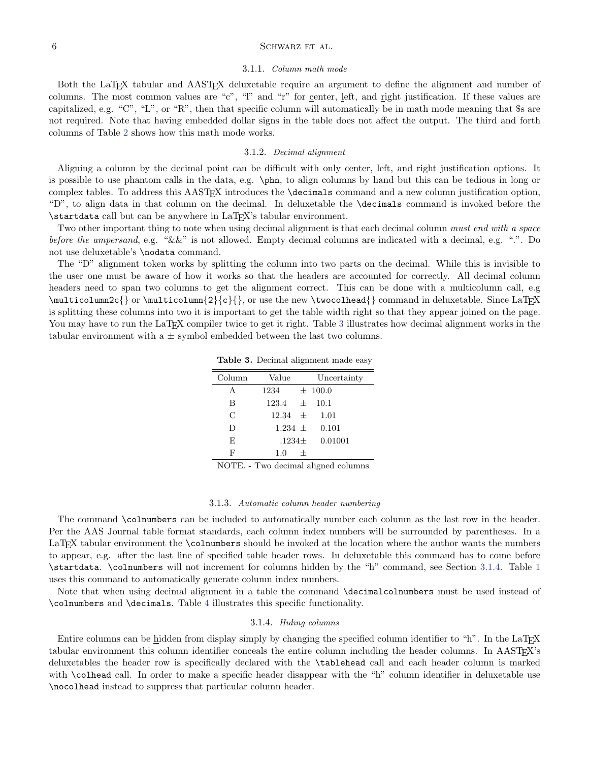#### 3.1.1. *Column math mode*

Both the LaTeX tabular and AASTeX deluxetable require an argument to define the alignment and number of columns. The most common values are "c", "l" and "r" for center, left, and right justification. If these values are capitalized, e.g. "C", "L", or "R", then that specific column will automatically be in math mode meaning that $s are not required. Note that having embedded dollar signs in the table does not affect the output. The third and forth columns of Table 2 shows how this math mode works.

#### 3.1.2. *Decimal alignment*

Aligning a column by the decimal point can be difficult with only center, left, and right justification options. It is possible to use phantom calls in the data, e.g. `\phn`, to align columns by hand but this can be tedious in long or complex tables. To address this AASTeX introduces the `\decimals` command and a new column justification option, "D", to align data in that column on the decimal. In deluxetable the `\decimals` command is invoked before the `\startdata` call but can be anywhere in LaTeX's tabular environment.

Two other important thing to note when using decimal alignment is that each decimal column *must end with a space before the ampersand*, e.g. "&&" is not allowed. Empty decimal columns are indicated with a decimal, e.g. ".". Do not use deluxetable's `\nodata` command.

The "D" alignment token works by splitting the column into two parts on the decimal. While this is invisible to the user one must be aware of how it works so that the headers are accounted for correctly. All decimal column headers need to span two columns to get the alignment correct. This can be done with a multicolumn call, e.g `\multicolumn2c{}` or `\multicolumn{2}{c}{}`, or use the new `\twocolhead{}` command in deluxetable. Since LaTeX is splitting these columns into two it is important to get the table width right so that they appear joined on the page. You may have to run the LaTeX compiler twice to get it right. Table 3 illustrates how decimal alignment works in the tabular environment with a ± symbol embedded between the last two columns.

**Table 3.** Decimal alignment made easy

| Column | Value | | Uncertainty |
|---|---|---|---|
| A | 1234 | ± | 100.0 |
| B | 123.4 | ± | 10.1 |
| C | 12.34 | ± | 1.01 |
| D | 1.234 | ± | 0.101 |
| E | .1234 | ± | 0.01001 |
| F | 1.0 | ± | |

NOTE. - Two decimal aligned columns

#### 3.1.3. *Automatic column header numbering*

The command `\colnumbers` can be included to automatically number each column as the last row in the header. Per the AAS Journal table format standards, each column index numbers will be surrounded by parentheses. In a LaTeX tabular environment the `\colnumbers` should be invoked at the location where the author wants the numbers to appear, e.g. after the last line of specified table header rows. In deluxetable this command has to come before `\startdata`. `\colnumbers` will not increment for columns hidden by the "h" command, see Section 3.1.4. Table 1 uses this command to automatically generate column index numbers.

Note that when using decimal alignment in a table the command `\decimalcolnumbers` must be used instead of `\colnumbers` and `\decimals`. Table 4 illustrates this specific functionality.

#### 3.1.4. *Hiding columns*

Entire columns can be hidden from display simply by changing the specified column identifier to "h". In the LaTeX tabular environment this column identifier conceals the entire column including the header columns. In AASTeX's deluxetables the header row is specifically declared with the `\tablehead` call and each header column is marked with `\colhead` call. In order to make a specific header disappear with the "h" column identifier in deluxetable use `\nocolhead` instead to suppress that particular column header.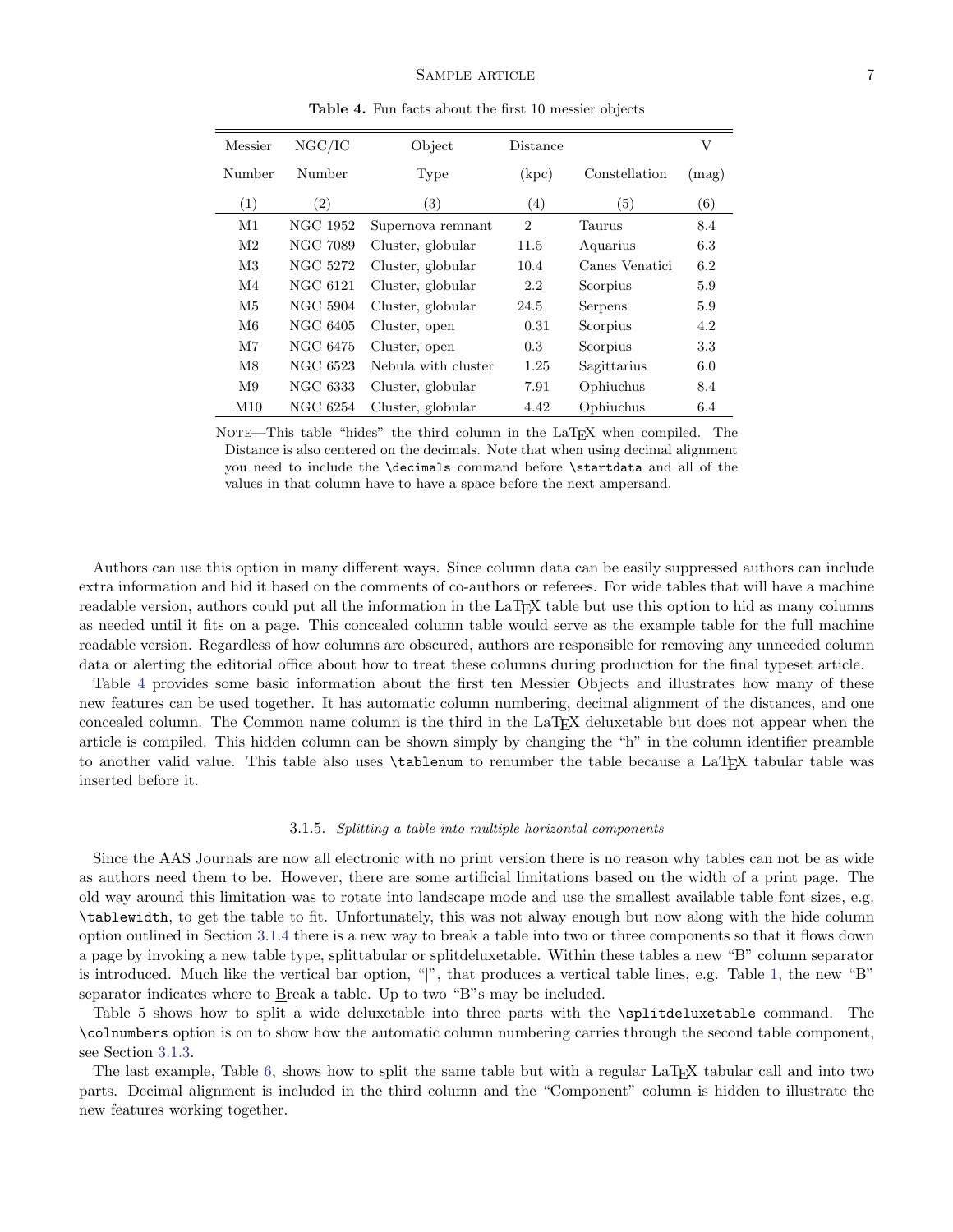**Table 4.** Fun facts about the first 10 messier objects

| Messier Number | NGC/IC Number | Object Type | Distance (kpc) | Constellation | V (mag) |
|---|---|---|---|---|---|
| (1) | (2) | (3) | (4) | (5) | (6) |
| M1 | NGC 1952 | Supernova remnant | 2 | Taurus | 8.4 |
| M2 | NGC 7089 | Cluster, globular | 11.5 | Aquarius | 6.3 |
| M3 | NGC 5272 | Cluster, globular | 10.4 | Canes Venatici | 6.2 |
| M4 | NGC 6121 | Cluster, globular | 2.2 | Scorpius | 5.9 |
| M5 | NGC 5904 | Cluster, globular | 24.5 | Serpens | 5.9 |
| M6 | NGC 6405 | Cluster, open | 0.31 | Scorpius | 4.2 |
| M7 | NGC 6475 | Cluster, open | 0.3 | Scorpius | 3.3 |
| M8 | NGC 6523 | Nebula with cluster | 1.25 | Sagittarius | 6.0 |
| M9 | NGC 6333 | Cluster, globular | 7.91 | Ophiuchus | 8.4 |
| M10 | NGC 6254 | Cluster, globular | 4.42 | Ophiuchus | 6.4 |

Note—This table "hides" the third column in the LaTeX when compiled. The Distance is also centered on the decimals. Note that when using decimal alignment you need to include the `\decimals` command before `\startdata` and all of the values in that column have to have a space before the next ampersand.

Authors can use this option in many different ways. Since column data can be easily suppressed authors can include extra information and hid it based on the comments of co-authors or referees. For wide tables that will have a machine readable version, authors could put all the information in the LaTeX table but use this option to hid as many columns as needed until it fits on a page. This concealed column table would serve as the example table for the full machine readable version. Regardless of how columns are obscured, authors are responsible for removing any unneeded column data or alerting the editorial office about how to treat these columns during production for the final typeset article.

Table 4 provides some basic information about the first ten Messier Objects and illustrates how many of these new features can be used together. It has automatic column numbering, decimal alignment of the distances, and one concealed column. The Common name column is the third in the LaTeX deluxetable but does not appear when the article is compiled. This hidden column can be shown simply by changing the "h" in the column identifier preamble to another valid value. This table also uses `\tablenum` to renumber the table because a LaTeX tabular table was inserted before it.

#### 3.1.5. *Splitting a table into multiple horizontal components*

Since the AAS Journals are now all electronic with no print version there is no reason why tables can not be as wide as authors need them to be. However, there are some artificial limitations based on the width of a print page. The old way around this limitation was to rotate into landscape mode and use the smallest available table font sizes, e.g. `\tablewidth`, to get the table to fit. Unfortunately, this was not alway enough but now along with the hide column option outlined in Section 3.1.4 there is a new way to break a table into two or three components so that it flows down a page by invoking a new table type, splittabular or splitdeluxetable. Within these tables a new "B" column separator is introduced. Much like the vertical bar option, "|", that produces a vertical table lines, e.g. Table 1, the new "B" separator indicates where to Break a table. Up to two "B"s may be included.

Table 5 shows how to split a wide deluxetable into three parts with the `\splitdeluxetable` command. The `\colnumbers` option is on to show how the automatic column numbering carries through the second table component, see Section 3.1.3.

The last example, Table 6, shows how to split the same table but with a regular LaTeX tabular call and into two parts. Decimal alignment is included in the third column and the "Component" column is hidden to illustrate the new features working together.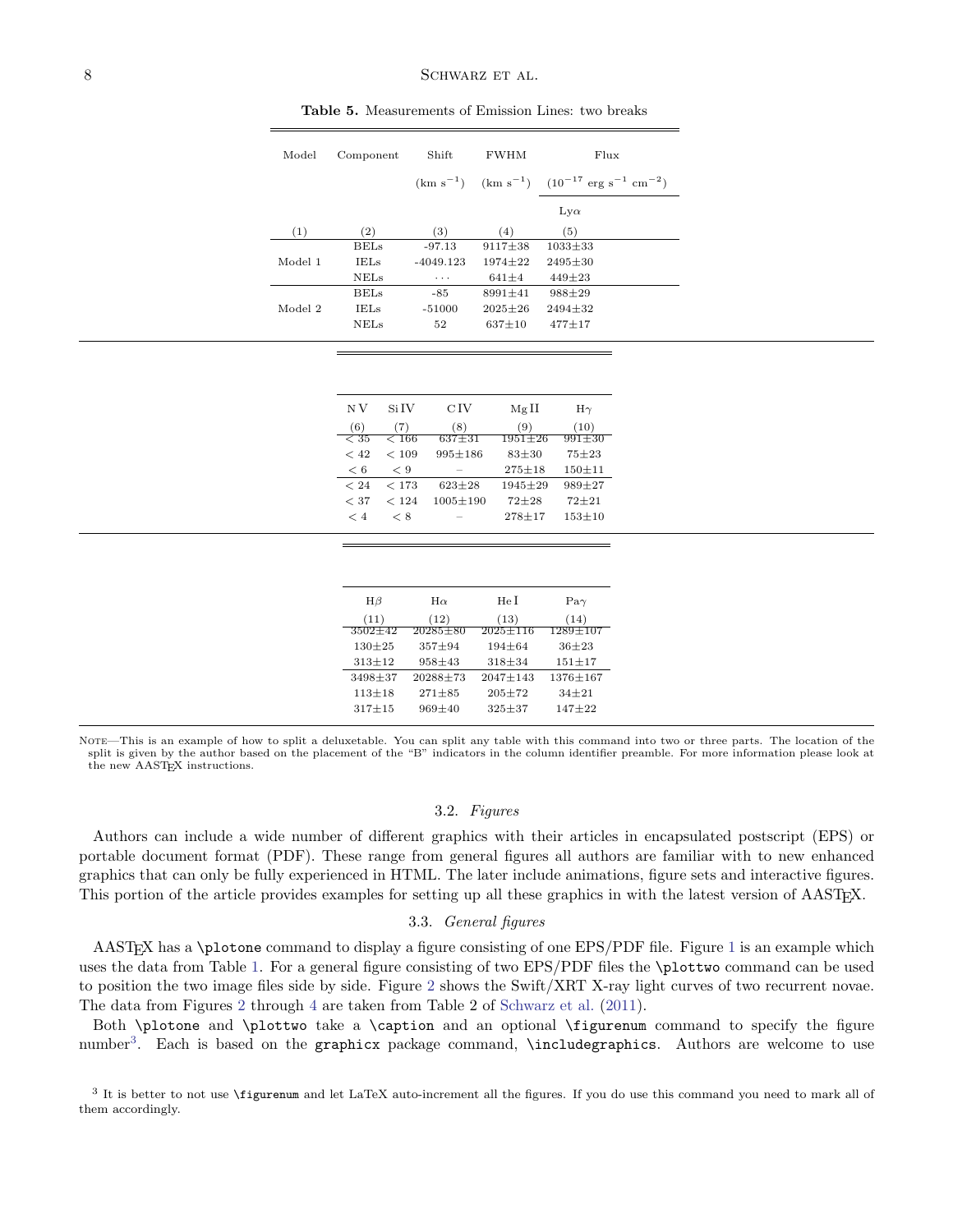**Table 5.** Measurements of Emission Lines: two breaks

| Model | Component | Shift | FWHM | Flux | | | | | | | | | |
|---|---|---|---|---|---|---|---|---|---|---|---|---|---|
| | | (km s$^{-1}$) | (km s$^{-1}$) | ($10^{-17}$ erg s$^{-1}$ cm$^{-2}$) | | | | | | | | | |
| | | | | Ly$\alpha$ | N V | Si IV | C IV | Mg II | H$\gamma$ | H$\beta$ | H$\alpha$ | He I | Pa$\gamma$ |
| (1) | (2) | (3) | (4) | (5) | (6) | (7) | (8) | (9) | (10) | (11) | (12) | (13) | (14) |
| Model 1 | BELs | -97.13 | 9117±38 | 1033±33 | < 35 | < 166 | 637±31 | 1951±26 | 991±30 | 3502±42 | 20285±80 | 2025±116 | 1289±107 |
| | IELs | -4049.123 | 1974±22 | 2495±30 | < 42 | < 109 | 995±186 | 83±30 | 75±23 | 130±25 | 357±94 | 194±64 | 36±23 |
| | NELs | ... | 641±4 | 449±23 | < 6 | < 9 | – | 275±18 | 150±11 | 313±12 | 958±43 | 318±34 | 151±17 |
| Model 2 | BELs | -85 | 8991±41 | 988±29 | < 24 | < 173 | 623±28 | 1945±29 | 989±27 | 3498±37 | 20288±73 | 2047±143 | 1376±167 |
| | IELs | -51000 | 2025±26 | 2494±32 | < 37 | < 124 | 1005±190 | 72±28 | 72±21 | 113±18 | 271±85 | 205±72 | 34±21 |
| | NELs | 52 | 637±10 | 477±17 | < 4 | < 8 | – | 278±17 | 153±10 | 317±15 | 969±40 | 325±37 | 147±22 |

Note—This is an example of how to split a deluxetable. You can split any table with this command into two or three parts. The location of the split is given by the author based on the placement of the "B" indicators in the column identifier preamble. For more information please look at the new AASTeX instructions.

### 3.2. *Figures*

Authors can include a wide number of different graphics with their articles in encapsulated postscript (EPS) or portable document format (PDF). These range from general figures all authors are familiar with to new enhanced graphics that can only be fully experienced in HTML. The later include animations, figure sets and interactive figures. This portion of the article provides examples for setting up all these graphics in with the latest version of AASTeX.

### 3.3. *General figures*

AASTeX has a `\plotone` command to display a figure consisting of one EPS/PDF file. Figure 1 is an example which uses the data from Table 1. For a general figure consisting of two EPS/PDF files the `\plottwo` command can be used to position the two image files side by side. Figure 2 shows the Swift/XRT X-ray light curves of two recurrent novae. The data from Figures 2 through 4 are taken from Table 2 of Schwarz et al. (2011).

Both `\plotone` and `\plottwo` take a `\caption` and an optional `\figurenum` command to specify the figure number[3]. Each is based on the `graphicx` package command, `\includegraphics`. Authors are welcome to use

[3] It is better to not use `\figurenum` and let LaTeX auto-increment all the figures. If you do use this command you need to mark all of them accordingly.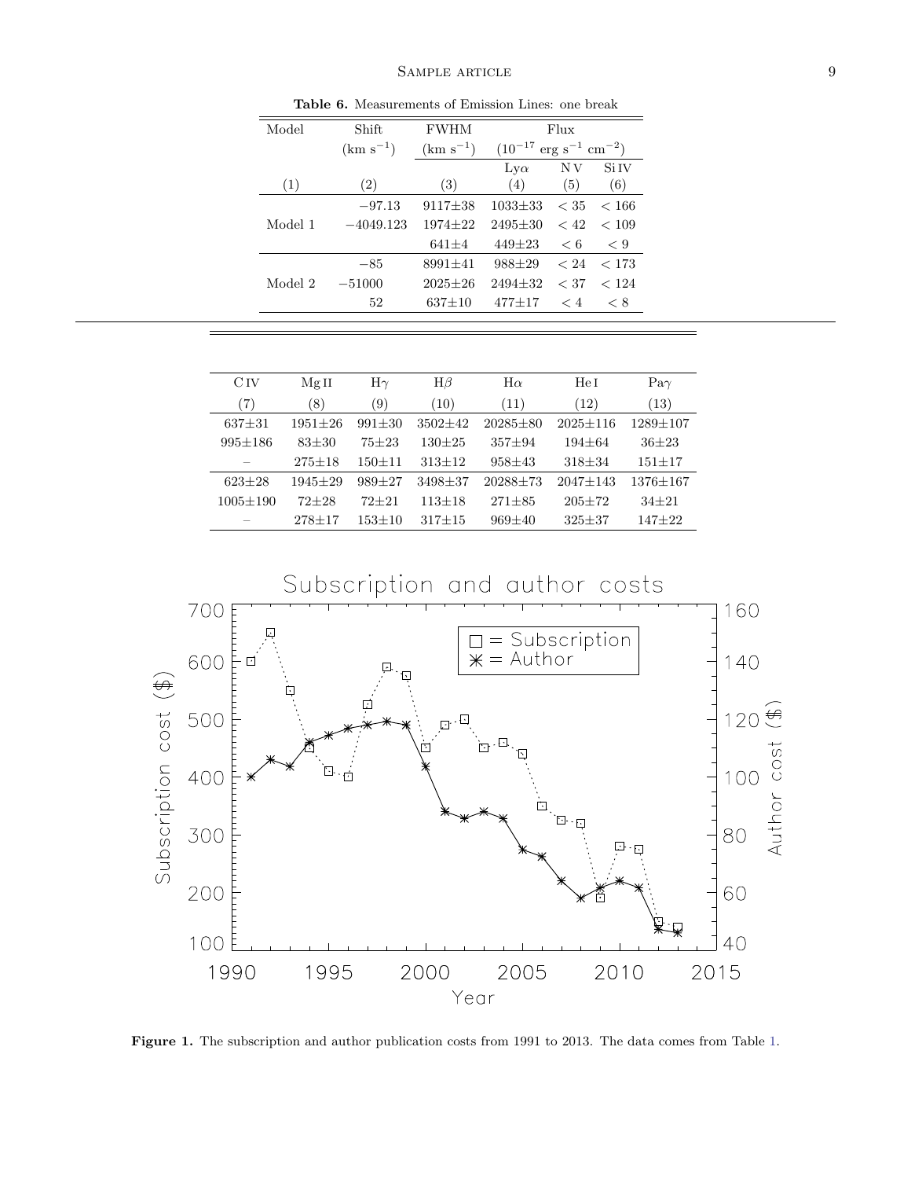**Table 6.** Measurements of Emission Lines: one break

| Model | Shift | FWHM | Flux | | | | | | | | | | |
|---|---|---|---|---|---|---|---|---|---|---|---|---|---|
| | (km $\mathrm{s}^{-1}$) | (km $\mathrm{s}^{-1}$) | ($10^{-17}$ erg $\mathrm{s}^{-1}$ $\mathrm{cm}^{-2}$) | | | | | | | | | | |
| | | | Ly$\alpha$ | N V | Si IV | C IV | Mg II | H$\gamma$ | H$\beta$ | H$\alpha$ | He I | Pa$\gamma$ |
| (1) | (2) | (3) | (4) | (5) | (6) | (7) | (8) | (9) | (10) | (11) | (12) | (13) |
| | $-97.13$ | 9117±38 | 1033±33 | $< 35$ | $< 166$ | 637±31 | 1951±26 | 991±30 | 3502±42 | 20285±80 | 2025±116 | 1289±107 |
| Model 1 | $-4049.123$ | 1974±22 | 2495±30 | $< 42$ | $< 109$ | 995±186 | 83±30 | 75±23 | 130±25 | 357±94 | 194±64 | 36±23 |
| | | 641±4 | 449±23 | $< 6$ | $< 9$ | – | 275±18 | 150±11 | 313±12 | 958±43 | 318±34 | 151±17 |
| | $-85$ | 8991±41 | 988±29 | $< 24$ | $< 173$ | 623±28 | 1945±29 | 989±27 | 3498±37 | 20288±73 | 2047±143 | 1376±167 |
| Model 2 | $-51000$ | 2025±26 | 2494±32 | $< 37$ | $< 124$ | 1005±190 | 72±28 | 72±21 | 113±18 | 271±85 | 205±72 | 34±21 |
| | 52 | 637±10 | 477±17 | $< 4$ | $< 8$ | – | 278±17 | 153±10 | 317±15 | 969±40 | 325±37 | 147±22 |

**Figure 1.** The subscription and author publication costs from 1991 to 2013. The data comes from Table 1.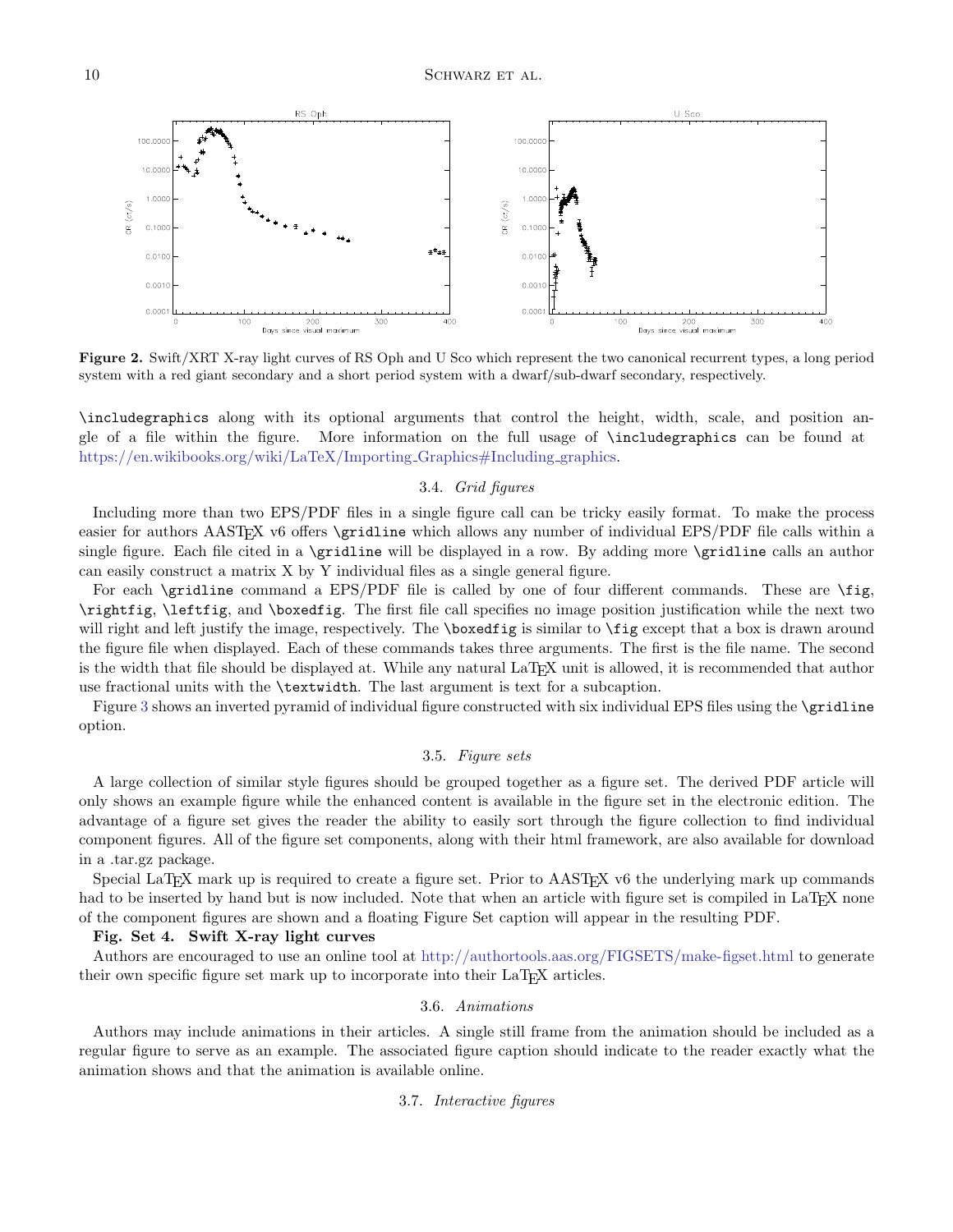**Figure 2.** Swift/XRT X-ray light curves of RS Oph and U Sco which represent the two canonical recurrent types, a long period system with a red giant secondary and a short period system with a dwarf/sub-dwarf secondary, respectively.

\includegraphics along with its optional arguments that control the height, width, scale, and position angle of a file within the figure. More information on the full usage of \includegraphics can be found at https://en.wikibooks.org/wiki/LaTeX/Importing_Graphics#Including_graphics.

### 3.4. *Grid figures*

Including more than two EPS/PDF files in a single figure call can be tricky easily format. To make the process easier for authors AASTEX v6 offers \gridline which allows any number of individual EPS/PDF file calls within a single figure. Each file cited in a \gridline will be displayed in a row. By adding more \gridline calls an author can easily construct a matrix X by Y individual files as a single general figure.

For each \gridline command a EPS/PDF file is called by one of four different commands. These are \fig, \rightfig, \leftfig, and \boxedfig. The first file call specifies no image position justification while the next two will right and left justify the image, respectively. The \boxedfig is similar to \fig except that a box is drawn around the figure file when displayed. Each of these commands takes three arguments. The first is the file name. The second is the width that file should be displayed at. While any natural LaTeX unit is allowed, it is recommended that author use fractional units with the \textwidth. The last argument is text for a subcaption.

Figure 3 shows an inverted pyramid of individual figure constructed with six individual EPS files using the \gridline option.

### 3.5. *Figure sets*

A large collection of similar style figures should be grouped together as a figure set. The derived PDF article will only shows an example figure while the enhanced content is available in the figure set in the electronic edition. The advantage of a figure set gives the reader the ability to easily sort through the figure collection to find individual component figures. All of the figure set components, along with their html framework, are also available for download in a .tar.gz package.

Special LaTeX mark up is required to create a figure set. Prior to AASTEX v6 the underlying mark up commands had to be inserted by hand but is now included. Note that when an article with figure set is compiled in LaTeX none of the component figures are shown and a floating Figure Set caption will appear in the resulting PDF.

**Fig. Set 4. Swift X-ray light curves**

Authors are encouraged to use an online tool at http://authortools.aas.org/FIGSETS/make-figset.html to generate their own specific figure set mark up to incorporate into their LaTeX articles.

### 3.6. *Animations*

Authors may include animations in their articles. A single still frame from the animation should be included as a regular figure to serve as an example. The associated figure caption should indicate to the reader exactly what the animation shows and that the animation is available online.

### 3.7. *Interactive figures*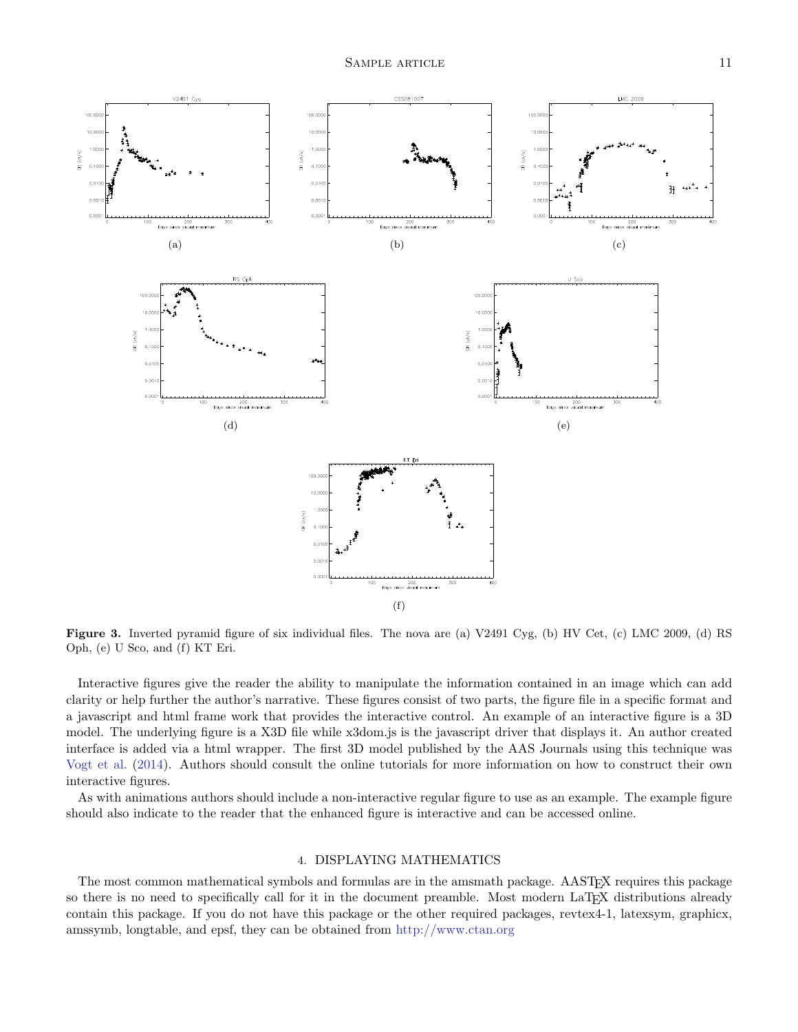(a)

(b)

(c)

(d)

(e)

(f)

**Figure 3.** Inverted pyramid figure of six individual files. The nova are (a) V2491 Cyg, (b) HV Cet, (c) LMC 2009, (d) RS Oph, (e) U Sco, and (f) KT Eri.

Interactive figures give the reader the ability to manipulate the information contained in an image which can add clarity or help further the author's narrative. These figures consist of two parts, the figure file in a specific format and a javascript and html frame work that provides the interactive control. An example of an interactive figure is a 3D model. The underlying figure is a X3D file while x3dom.js is the javascript driver that displays it. An author created interface is added via a html wrapper. The first 3D model published by the AAS Journals using this technique was Vogt et al. (2014). Authors should consult the online tutorials for more information on how to construct their own interactive figures.

As with animations authors should include a non-interactive regular figure to use as an example. The example figure should also indicate to the reader that the enhanced figure is interactive and can be accessed online.

## 4. DISPLAYING MATHEMATICS

The most common mathematical symbols and formulas are in the amsmath package. AASTEX requires this package so there is no need to specifically call for it in the document preamble. Most modern LaTEX distributions already contain this package. If you do not have this package or the other required packages, revtex4-1, latexsym, graphicx, amssymb, longtable, and epsf, they can be obtained from http://www.ctan.org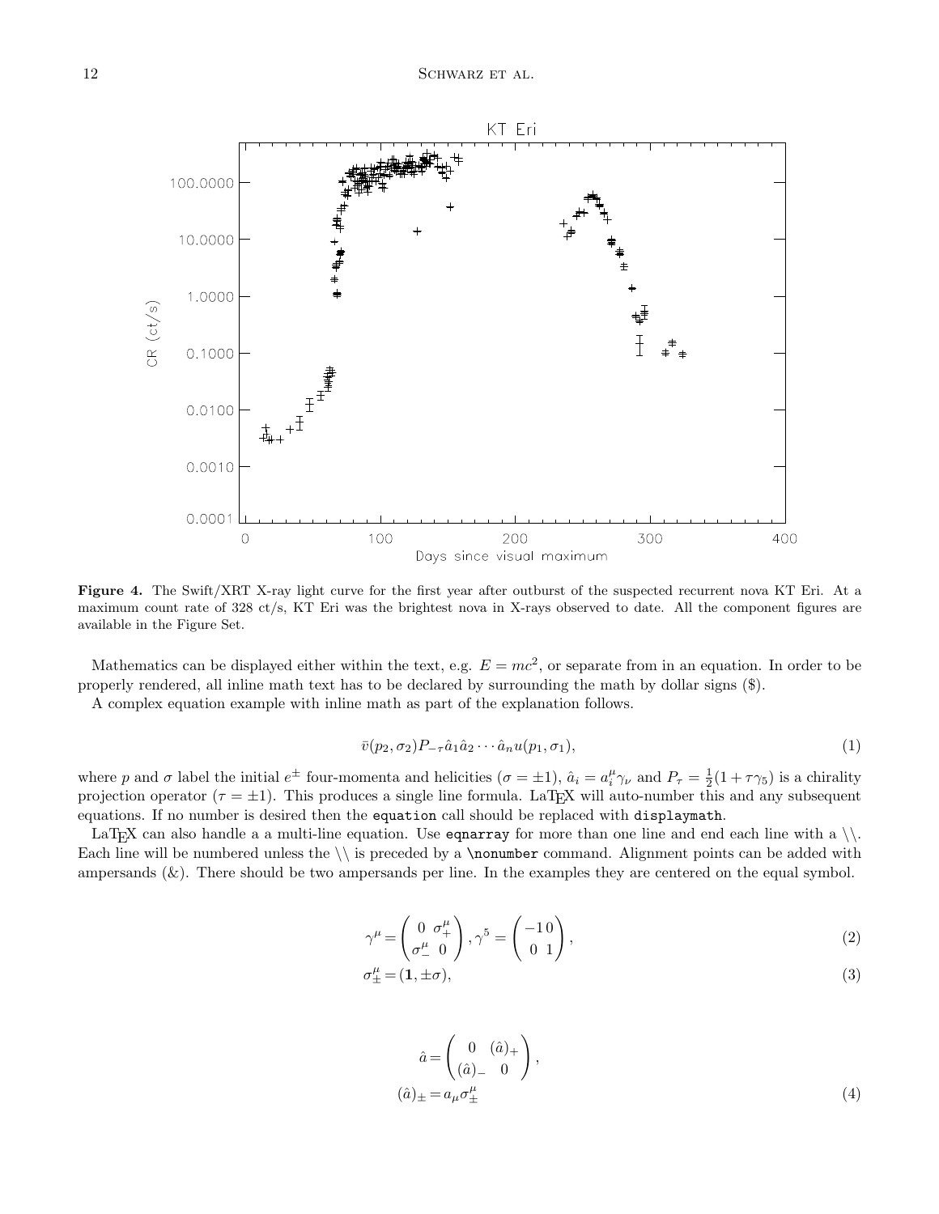**Figure 4.** The Swift/XRT X-ray light curve for the first year after outburst of the suspected recurrent nova KT Eri. At a maximum count rate of 328 ct/s, KT Eri was the brightest nova in X-rays observed to date. All the component figures are available in the Figure Set.

Mathematics can be displayed either within the text, e.g. $E = mc^2$, or separate from in an equation. In order to be properly rendered, all inline math text has to be declared by surrounding the math by dollar signs ($).

A complex equation example with inline math as part of the explanation follows.

$$\bar{v}(p_2, \sigma_2) P_{-\tau} \hat{a}_1 \hat{a}_2 \cdots \hat{a}_n u(p_1, \sigma_1), \tag{1}$$

where $p$ and $\sigma$ label the initial $e^{\pm}$ four-momenta and helicities ($\sigma = \pm 1$), $\hat{a}_i = a_i^\mu \gamma_\nu$ and $P_\tau = \frac{1}{2}(1 + \tau\gamma_5)$ is a chirality projection operator ($\tau = \pm 1$). This produces a single line formula. LaTeX will auto-number this and any subsequent equations. If no number is desired then the `equation` call should be replaced with `displaymath`.

LaTeX can also handle a a multi-line equation. Use `eqnarray` for more than one line and end each line with a \\. Each line will be numbered unless the \\ is preceded by a `\nonumber` command. Alignment points can be added with ampersands (&). There should be two ampersands per line. In the examples they are centered on the equal symbol.

$$\gamma^\mu = \begin{pmatrix} 0 & \sigma_+^\mu \\ \sigma_-^\mu & 0 \end{pmatrix}, \gamma^5 = \begin{pmatrix} -1 & 0 \\ 0 & 1 \end{pmatrix}, \tag{2}$$

$$\sigma_\pm^\mu = (\mathbf{1}, \pm\sigma), \tag{3}$$

$$\hat{a} = \begin{pmatrix} 0 & (\hat{a})_+ \\ (\hat{a})_- & 0 \end{pmatrix},$$

$$(\hat{a})_\pm = a_\mu \sigma_\pm^\mu \tag{4}$$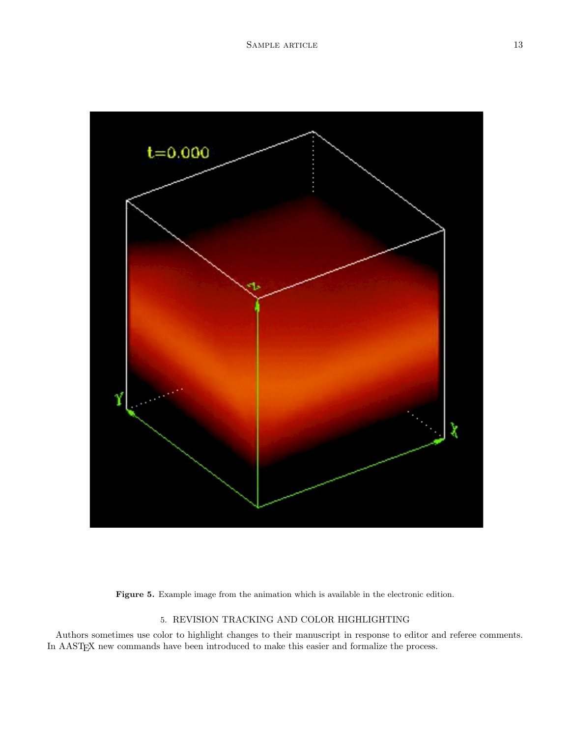**Figure 5.** Example image from the animation which is available in the electronic edition.

## 5. REVISION TRACKING AND COLOR HIGHLIGHTING

Authors sometimes use color to highlight changes to their manuscript in response to editor and referee comments. In AASTEX new commands have been introduced to make this easier and formalize the process.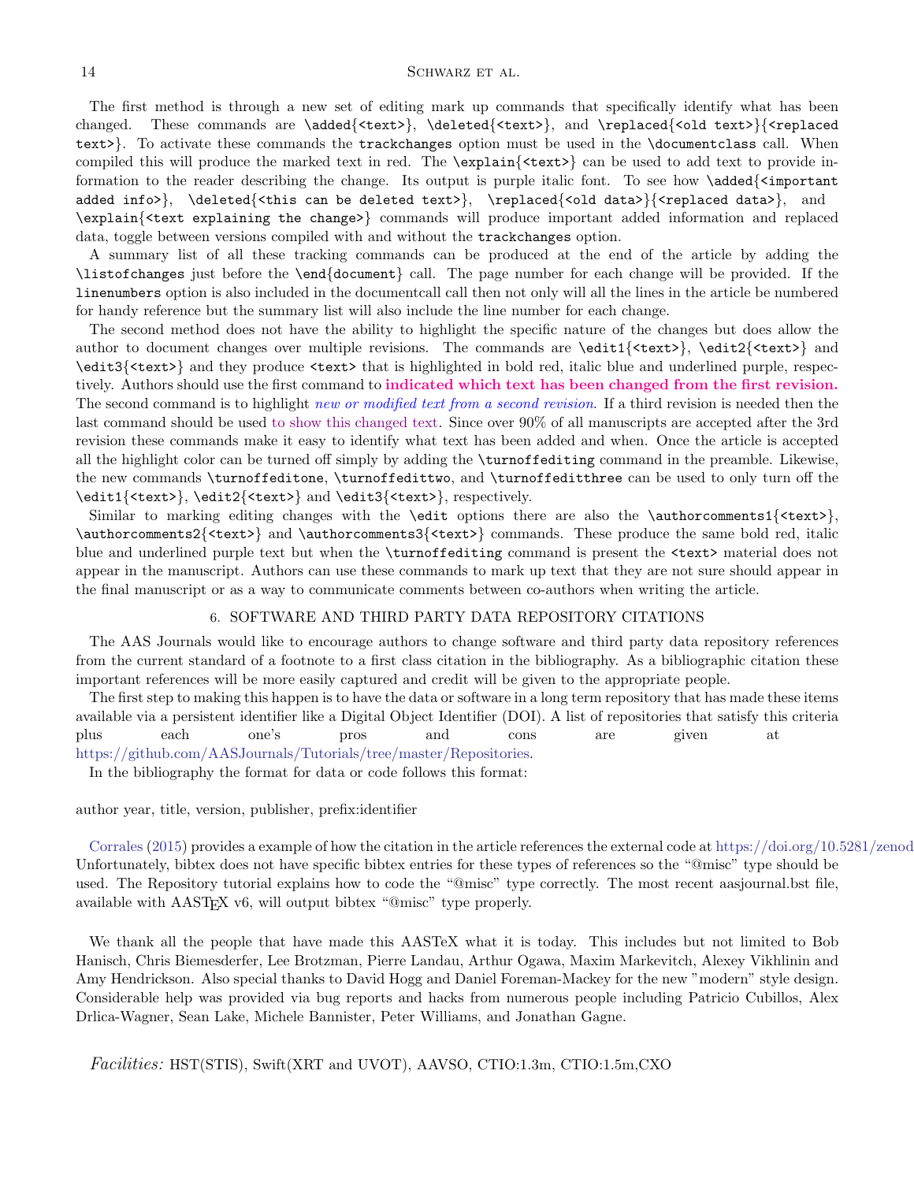The first method is through a new set of editing mark up commands that specifically identify what has been changed. These commands are `\added{<text>}`, `\deleted{<text>}`, and `\replaced{<old text>}{<replaced text>}`. To activate these commands the `trackchanges` option must be used in the `\documentclass` call. When compiled this will produce the marked text in red. The `\explain{<text>}` can be used to add text to provide information to the reader describing the change. Its output is purple italic font. To see how `\added{<important added info>}`, `\deleted{<this can be deleted text>}`, `\replaced{<old data>}{<replaced data>}`, and `\explain{<text explaining the change>}` commands will produce important added information and replaced data, toggle between versions compiled with and without the `trackchanges` option.

A summary list of all these tracking commands can be produced at the end of the article by adding the `\listofchanges` just before the `\end{document}` call. The page number for each change will be provided. If the `linenumbers` option is also included in the documentcall call then not only will all the lines in the article be numbered for handy reference but the summary list will also include the line number for each change.

The second method does not have the ability to highlight the specific nature of the changes but does allow the author to document changes over multiple revisions. The commands are `\edit1{<text>}`, `\edit2{<text>}` and `\edit3{<text>}` and they produce `<text>` that is highlighted in bold red, italic blue and underlined purple, respectively. Authors should use the first command to **indicated which text has been changed from the first revision.** The second command is to highlight *new or modified text from a second revision*. If a third revision is needed then the last command should be used to show this changed text. Since over 90% of all manuscripts are accepted after the 3rd revision these commands make it easy to identify what text has been added and when. Once the article is accepted all the highlight color can be turned off simply by adding the `\turnoffediting` command in the preamble. Likewise, the new commands `\turnoffeditone`, `\turnoffedittwo`, and `\turnoffeditthree` can be used to only turn off the `\edit1{<text>}`, `\edit2{<text>}` and `\edit3{<text>}`, respectively.

Similar to marking editing changes with the `\edit` options there are also the `\authorcomments1{<text>}`, `\authorcomments2{<text>}` and `\authorcomments3{<text>}` commands. These produce the same bold red, italic blue and underlined purple text but when the `\turnoffediting` command is present the `<text>` material does not appear in the manuscript. Authors can use these commands to mark up text that they are not sure should appear in the final manuscript or as a way to communicate comments between co-authors when writing the article.

## 6. SOFTWARE AND THIRD PARTY DATA REPOSITORY CITATIONS

The AAS Journals would like to encourage authors to change software and third party data repository references from the current standard of a footnote to a first class citation in the bibliography. As a bibliographic citation these important references will be more easily captured and credit will be given to the appropriate people.

The first step to making this happen is to have the data or software in a long term repository that has made these items available via a persistent identifier like a Digital Object Identifier (DOI). A list of repositories that satisfy this criteria plus each one's pros and cons are given at https://github.com/AASJournals/Tutorials/tree/master/Repositories.

In the bibliography the format for data or code follows this format:

author year, title, version, publisher, prefix:identifier

Corrales (2015) provides a example of how the citation in the article references the external code at https://doi.org/10.5281/zenod Unfortunately, bibtex does not have specific bibtex entries for these types of references so the "@misc" type should be used. The Repository tutorial explains how to code the "@misc" type correctly. The most recent aasjournal.bst file, available with AASTEX v6, will output bibtex "@misc" type properly.

We thank all the people that have made this AASTeX what it is today. This includes but not limited to Bob Hanisch, Chris Biemesderfer, Lee Brotzman, Pierre Landau, Arthur Ogawa, Maxim Markevitch, Alexey Vikhlinin and Amy Hendrickson. Also special thanks to David Hogg and Daniel Foreman-Mackey for the new "modern" style design. Considerable help was provided via bug reports and hacks from numerous people including Patricio Cubillos, Alex Drlica-Wagner, Sean Lake, Michele Bannister, Peter Williams, and Jonathan Gagne.

*Facilities:* HST(STIS), Swift(XRT and UVOT), AAVSO, CTIO:1.3m, CTIO:1.5m,CXO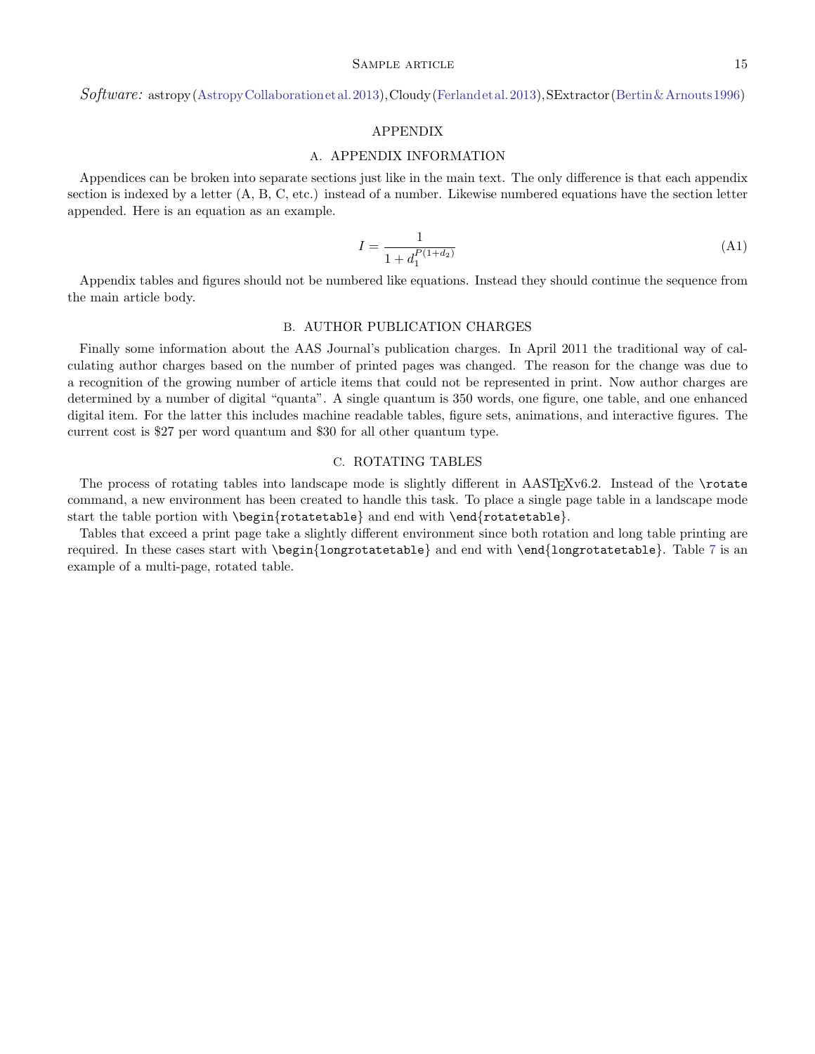*Software:* astropy (Astropy Collaboration et al. 2013), Cloudy (Ferland et al. 2013), SExtractor (Bertin & Arnouts 1996)

# APPENDIX

## A. APPENDIX INFORMATION

Appendices can be broken into separate sections just like in the main text. The only difference is that each appendix section is indexed by a letter (A, B, C, etc.) instead of a number. Likewise numbered equations have the section letter appended. Here is an equation as an example.

$$I = \frac{1}{1 + d_1^{P(1+d_2)}} \tag{A1}$$

Appendix tables and figures should not be numbered like equations. Instead they should continue the sequence from the main article body.

## B. AUTHOR PUBLICATION CHARGES

Finally some information about the AAS Journal's publication charges. In April 2011 the traditional way of calculating author charges based on the number of printed pages was changed. The reason for the change was due to a recognition of the growing number of article items that could not be represented in print. Now author charges are determined by a number of digital "quanta". A single quantum is 350 words, one figure, one table, and one enhanced digital item. For the latter this includes machine readable tables, figure sets, animations, and interactive figures. The current cost is $27 per word quantum and $30 for all other quantum type.

## C. ROTATING TABLES

The process of rotating tables into landscape mode is slightly different in AASTEXv6.2. Instead of the `\rotate` command, a new environment has been created to handle this task. To place a single page table in a landscape mode start the table portion with `\begin{rotatetable}` and end with `\end{rotatetable}`.

Tables that exceed a print page take a slightly different environment since both rotation and long table printing are required. In these cases start with `\begin{longrotatetable}` and end with `\end{longrotatetable}`. Table 7 is an example of a multi-page, rotated table.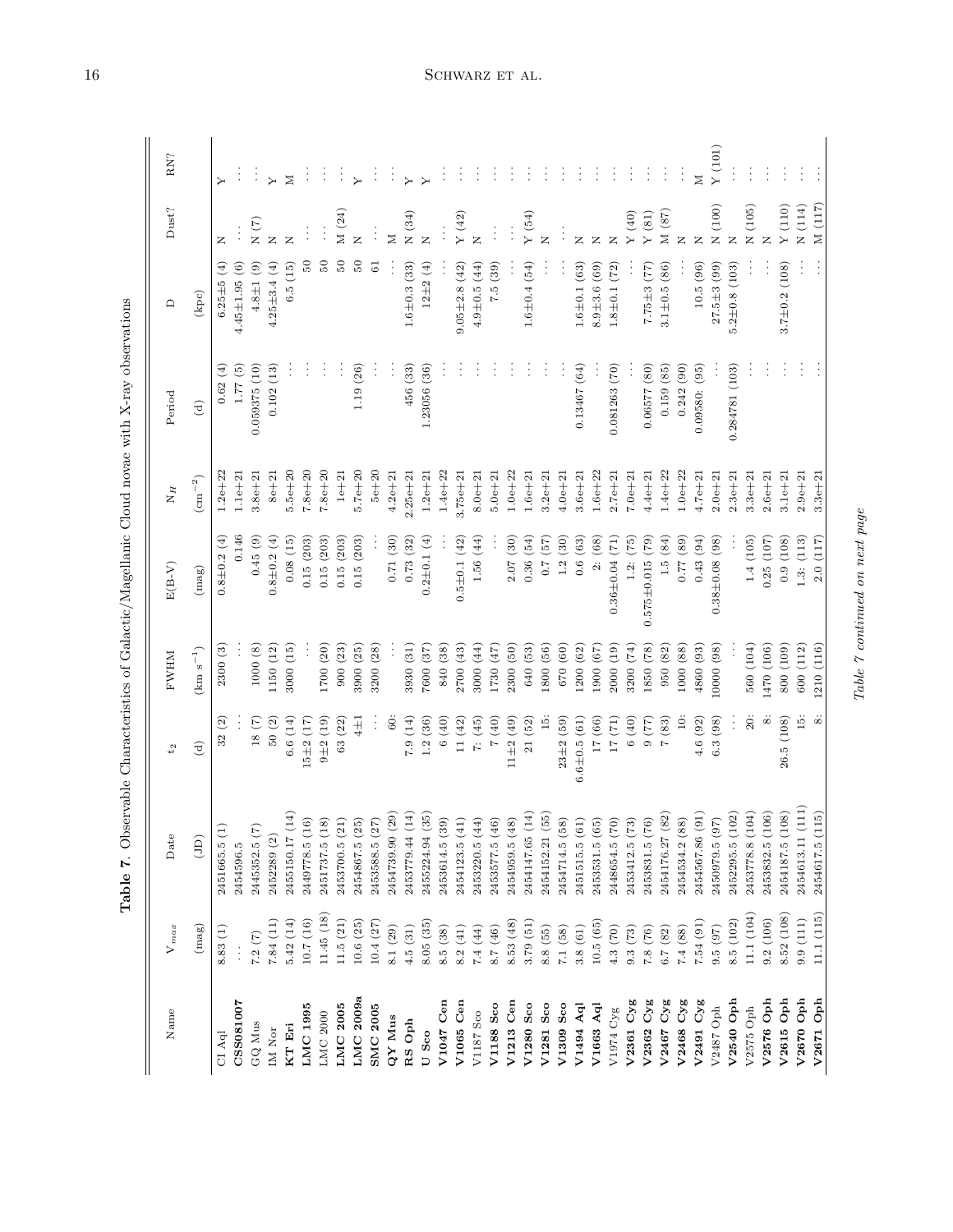**Table 7**. Observable Characteristics of Galactic/Magellanic Cloud novae with X-ray observations

| Name | $V_{max}$ | Date | $t_2$ | FWHM | E(B-V) | $N_H$ | Period | D | Dust? | RN? |
|---|---|---|---|---|---|---|---|---|---|---|
| | (mag) | (JD) | (d) | (km s$^{-1}$) | (mag) | (cm$^{-2}$) | (d) | (kpc) | | |
| CI Aql | 8.83 (1) | 2451665.5 (1) | 32 (2) | 2300 (3) | 0.8±0.2 (4) | 1.2e+22 | 0.62 (4) | 6.25±5 (4) | N | Y |
| **CSS081007** | ... | 2454596.5 | ... | ... | 0.146 | 1.1e+21 | 1.77 (5) | 4.45±1.95 (6) | ... | ... |
| GQ Mus | 7.2 (7) | 2445352.5 (7) | 18 (7) | 1000 (8) | 0.45 (9) | 3.8e+21 | 0.059375 (10) | 4.8±1 (9) | N (7) | ... |
| IM Nor | 7.84 (11) | 2452289 (2) | 50 (2) | 1150 (12) | 0.8±0.2 (4) | 8e+21 | 0.102 (13) | 4.25±3.4 (4) | N | Y |
| **KT Eri** | 5.42 (14) | 2455150.17 (14) | 6.6 (14) | 3000 (15) | 0.08 (15) | 5.5e+20 | ... | 6.5 (15) | N | M |
| **LMC 1995** | 10.7 (16) | 2449778.5 (16) | 15±2 (17) | ... | 0.15 (203) | 7.8e+20 | ... | 50 | ... | ... |
| LMC 2000 | 11.45 (18) | 2451737.5 (18) | 9±2 (19) | 1700 (20) | 0.15 (203) | 7.8e+20 | ... | 50 | ... | ... |
| **LMC 2005** | 11.5 (21) | 2453700.5 (21) | 63 (22) | 900 (23) | 0.15 (203) | 1e+21 | ... | 50 | M (24) | ... |
| **LMC 2009a** | 10.6 (25) | 2454867.5 (25) | 4±1 | 3900 (25) | 0.15 (203) | 5.7e+20 | 1.19 (26) | 50 | N | Y |
| **SMC 2005** | 10.4 (27) | 2453588.5 (27) | ... | 3200 (28) | ... | 5e+20 | ... | 61 | ... | ... |
| **QY Mus** | 8.1 (29) | 2454739.90 (29) | 60: | ... | 0.71 (30) | 4.2e+21 | ... | ... | M | ... |
| **RS Oph** | 4.5 (31) | 2453779.44 (14) | 7.9 (14) | 3930 (31) | 0.73 (32) | 2.25e+21 | 456 (33) | 1.6±0.3 (33) | N (34) | Y |
| **U Sco** | 8.05 (35) | 2455224.94 (35) | 1.2 (36) | 7600 (37) | 0.2±0.1 (4) | 1.2e+21 | 1.23056 (36) | 12±2 (4) | N | Y |
| **V1047 Cen** | 8.5 (38) | 2453614.5 (39) | 6 (40) | 840 (38) | ... | 1.4e+22 | ... | ... | ... | ... |
| **V1065 Cen** | 8.2 (41) | 2454123.5 (41) | 11 (42) | 2700 (43) | 0.5±0.1 (42) | 3.75e+21 | ... | 9.05±2.8 (42) | Y (42) | ... |
| V1187 Sco | 7.4 (44) | 2453220.5 (44) | 7: (45) | 3000 (44) | 1.56 (44) | 8.0e+21 | ... | 4.9±0.5 (44) | N | ... |
| **V1188 Sco** | 8.7 (46) | 2453577.5 (46) | 7 (40) | 1730 (47) | ... | 5.0e+21 | ... | 7.5 (39) | ... | ... |
| **V1213 Cen** | 8.53 (48) | 2454959.5 (48) | 11±2 (49) | 2300 (50) | 2.07 (30) | 1.0e+22 | ... | ... | ... | ... |
| **V1280 Sco** | 3.79 (51) | 2454147.65 (14) | 21 (52) | 640 (53) | 0.36 (54) | 1.6e+21 | ... | 1.6±0.4 (54) | Y (54) | ... |
| **V1281 Sco** | 8.8 (55) | 2454152.21 (55) | 15: | 1800 (56) | 0.7 (57) | 3.2e+21 | ... | ... | N | ... |
| **V1309 Sco** | 7.1 (58) | 2454714.5 (58) | 23±2 (59) | 670 (60) | 1.2 (30) | 4.0e+21 | ... | ... | ... | ... |
| **V1494 Aql** | 3.8 (61) | 2451515.5 (61) | 6.6±0.5 (61) | 1200 (62) | 0.6 (63) | 3.6e+21 | 0.13467 (64) | 1.6±0.1 (63) | N | ... |
| **V1663 Aql** | 10.5 (65) | 2453531.5 (65) | 17 (66) | 1900 (67) | 2: (68) | 1.6e+22 | ... | 8.9±3.6 (69) | N | ... |
| V1974 Cyg | 4.3 (70) | 2448654.5 (70) | 17 (71) | 2000 (19) | 0.36±0.04 (71) | 2.7e+21 | 0.081263 (70) | 1.8±0.1 (72) | N | ... |
| **V2361 Cyg** | 9.3 (73) | 2453412.5 (73) | 6 (40) | 3200 (74) | 1.2: (75) | 7.0e+21 | ... | ... | Y (40) | ... |
| **V2362 Cyg** | 7.8 (76) | 2453831.5 (76) | 9 (77) | 1850 (78) | 0.575±0.015 (79) | 4.4e+21 | 0.06577 (80) | 7.75±3 (77) | Y (81) | ... |
| **V2467 Cyg** | 6.7 (82) | 2454176.27 (82) | 7 (83) | 950 (82) | 1.5 (84) | 1.4e+22 | 0.159 (85) | 3.1±0.5 (86) | M (87) | ... |
| **V2468 Cyg** | 7.4 (88) | 2454534.2 (88) | 10: | 1000 (88) | 0.77 (89) | 1.0e+22 | 0.242 (90) | ... | N | ... |
| **V2491 Cyg** | 7.54 (91) | 2454567.86 (91) | 4.6 (92) | 4860 (93) | 0.43 (94) | 4.7e+21 | 0.09580: (95) | 10.5 (96) | N | M |
| V2487 Oph | 9.5 (97) | 2450979.5 (97) | 6.3 (98) | 10000 (98) | 0.38±0.08 (98) | 2.0e+21 | ... | 27.5±3 (99) | N (100) | Y (101) |
| **V2540 Oph** | 8.5 (102) | 2452295.5 (102) | ... | ... | ... | 2.3e+21 | 0.284781 (103) | 5.2±0.8 (103) | N | ... |
| V2575 Oph | 11.1 (104) | 2453778.8 (104) | 20: | 560 (104) | 1.4 (105) | 3.3e+21 | ... | ... | N (105) | ... |
| **V2576 Oph** | 9.2 (106) | 2453832.5 (106) | 8: | 1470 (106) | 0.25 (107) | 2.6e+21 | ... | ... | N | ... |
| **V2615 Oph** | 8.52 (108) | 2454187.5 (108) | 26.5 (108) | 800 (109) | 0.9 (108) | 3.1e+21 | ... | 3.7±0.2 (108) | Y (110) | ... |
| **V2670 Oph** | 9.9 (111) | 2454613.11 (111) | 15: | 600 (112) | 1.3: (113) | 2.9e+21 | ... | ... | N (114) | ... |
| **V2671 Oph** | 11.1 (115) | 2454617.5 (115) | 8: | 1210 (116) | 2.0 (117) | 3.3e+21 | ... | ... | M (117) | ... |

*Table 7 continued on next page*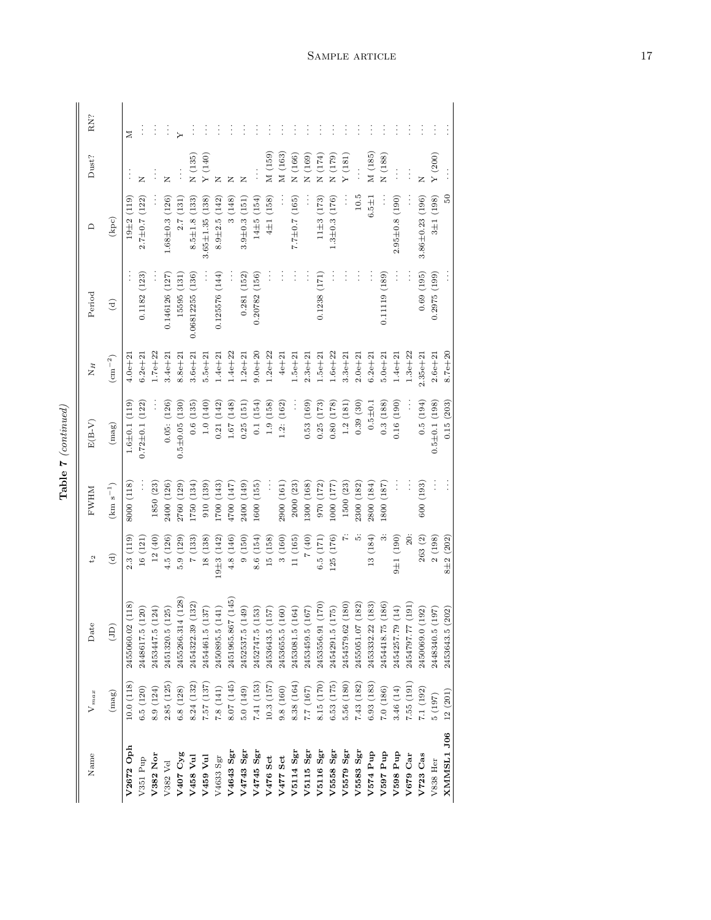**Table 7** *(continued)*

| Name | $V_{max}$ | Date | $t_2$ | FWHM | E(B-V) | $N_H$ | Period | D | Dust? | RN? |
|---|---|---|---|---|---|---|---|---|---|---|
| | (mag) | (JD) | (d) | (km s$^{-1}$) | (mag) | (cm$^{-2}$) | (d) | (kpc) | | |
| **V2672 Oph** | 10.0 (118) | 2455060.02 (118) | 2.3 (119) | 8000 (118) | 1.6±0.1 (119) | 4.0e+21 | ... | 19±2 (119) | ... | M |
| V351 Pup | 6.5 (120) | 2448617.5 (120) | 16 (121) | ... | 0.72±0.1 (122) | 6.2e+21 | 0.1182 (123) | 2.7±0.7 (122) | N | ... |
| **V382 Nor** | 8.9 (124) | 2453447.5 (124) | 12 (40) | 1850 (23) | ... | 1.7e+22 | ... | ... | ... | ... |
| V382 Vel | 2.85 (125) | 2451320.5 (125) | 4.5 (126) | 2400 (126) | 0.05: (126) | 3.4e+21 | 0.146126 (127) | 1.68±0.3 (126) | N | ... |
| **V407 Cyg** | 6.8 (128) | 2455266.314 (128) | 5.9 (129) | 2760 (129) | 0.5±0.05 (130) | 8.8e+21 | 15595 (131) | 2.7 (131) | ... | Y |
| **V458 Vul** | 8.24 (132) | 2454322.39 (132) | 7 (133) | 1750 (134) | 0.6 (135) | 3.6e+21 | 0.06812255 (136) | 8.5±1.8 (133) | N (135) | ... |
| **V459 Vul** | 7.57 (137) | 2454461.5 (137) | 18 (138) | 910 (139) | 1.0 (140) | 5.5e+21 | ... | 3.65±1.35 (138) | Y (140) | ... |
| V4633 Sgr | 7.8 (141) | 2450895.5 (141) | 19±3 (142) | 1700 (143) | 0.21 (142) | 1.4e+21 | 0.125576 (144) | 8.9±2.5 (142) | N | ... |
| **V4643 Sgr** | 8.07 (145) | 2451965.867 (145) | 4.8 (146) | 4700 (147) | 1.67 (148) | 1.4e+22 | ... | 3 (148) | N | ... |
| **V4743 Sgr** | 5.0 (149) | 2452537.5 (149) | 9 (150) | 2400 (149) | 0.25 (151) | 1.2e+21 | 0.281 (152) | 3.9±0.3 (151) | N | ... |
| **V4745 Sgr** | 7.41 (153) | 2452747.5 (153) | 8.6 (154) | 1600 (155) | 0.1 (154) | 9.0e+20 | 0.20782 (156) | 14±5 (154) | ... | ... |
| **V476 Sct** | 10.3 (157) | 2453643.5 (157) | 15 (158) | ... | 1.9 (158) | 1.2e+22 | ... | 4±1 (158) | M (159) | ... |
| **V477 Sct** | 9.8 (160) | 2453655.5 (160) | 3 (160) | 2900 (161) | 1.2: (162) | 4e+21 | ... | ... | M (163) | ... |
| **V5114 Sgr** | 8.38 (164) | 2453081.5 (164) | 11 (165) | 2000 (23) | ... | 1.5e+21 | ... | 7.7±0.7 (165) | N (166) | ... |
| **V5115 Sgr** | 7.7 (167) | 2453459.5 (167) | 7 (40) | 1300 (168) | 0.53 (169) | 2.3e+21 | ... | ... | N (169) | ... |
| **V5116 Sgr** | 8.15 (170) | 2453556.91 (170) | 6.5 (171) | 970 (172) | 0.25 (173) | 1.5e+21 | 0.1238 (171) | 11±3 (173) | N (174) | ... |
| **V5558 Sgr** | 6.53 (175) | 2454291.5 (175) | 125 (176) | 1000 (177) | 0.80 (178) | 1.6e+22 | ... | 1.3±0.3 (176) | N (179) | ... |
| **V5579 Sgr** | 5.56 (180) | 2454579.62 (180) | 7: | 1500 (23) | 1.2 (181) | 3.3e+21 | ... | ... | Y (181) | ... |
| **V5583 Sgr** | 7.43 (182) | 2455051.07 (182) | 5: | 2300 (182) | 0.39 (30) | 2.0e+21 | ... | 10.5 | ... | ... |
| **V574 Pup** | 6.93 (183) | 2453332.22 (183) | 13 (184) | 2800 (184) | 0.5±0.1 | 6.2e+21 | ... | 6.5±1 | M (185) | ... |
| **V597 Pup** | 7.0 (186) | 2454418.75 (186) | 3: | 1800 (187) | 0.3 (188) | 5.0e+21 | 0.11119 (189) | ... | N (188) | ... |
| **V598 Pup** | 3.46 (14) | 2454257.79 (14) | 9±1 (190) | ... | 0.16 (190) | 1.4e+21 | ... | 2.95±0.8 (190) | ... | ... |
| **V679 Car** | 7.55 (191) | 2454797.77 (191) | 20: | ... | ... | 1.3e+22 | ... | ... | ... | ... |
| **V723 Cas** | 7.1 (192) | 2450069.0 (192) | 263 (2) | 600 (193) | 0.5 (194) | 2.35e+21 | 0.69 (195) | 3.86±0.23 (196) | N | ... |
| V838 Her | 5 (197) | 2448340.5 (197) | 2 (198) | ... | 0.5±0.1 (198) | 2.6e+21 | 0.2975 (199) | 3±1 (198) | Y (200) | ... |
| **XMMSL1 J06** | 12 (201) | 2453643.5 (202) | 8±2 (202) | ... | 0.15 (203) | 8.7e+20 | ... | 50 | ... | ... |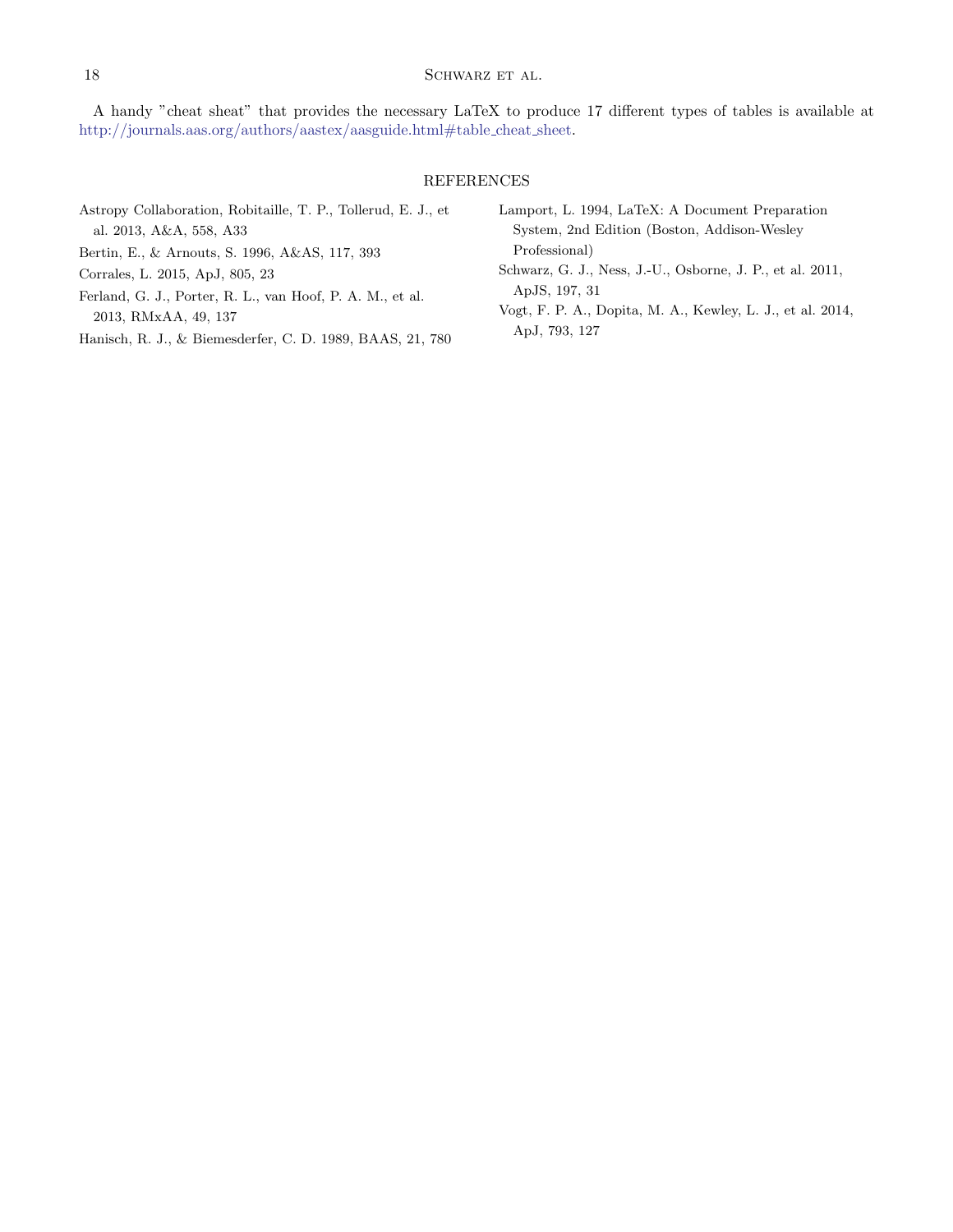A handy "cheat sheat" that provides the necessary LaTeX to produce 17 different types of tables is available at http://journals.aas.org/authors/aastex/aasguide.html#table_cheat_sheet.

## REFERENCES

Astropy Collaboration, Robitaille, T. P., Tollerud, E. J., et al. 2013, A&A, 558, A33

Bertin, E., & Arnouts, S. 1996, A&AS, 117, 393

Corrales, L. 2015, ApJ, 805, 23

Ferland, G. J., Porter, R. L., van Hoof, P. A. M., et al. 2013, RMxAA, 49, 137

Hanisch, R. J., & Biemesderfer, C. D. 1989, BAAS, 21, 780

Lamport, L. 1994, LaTeX: A Document Preparation System, 2nd Edition (Boston, Addison-Wesley Professional)

Schwarz, G. J., Ness, J.-U., Osborne, J. P., et al. 2011, ApJS, 197, 31

Vogt, F. P. A., Dopita, M. A., Kewley, L. J., et al. 2014, ApJ, 793, 127